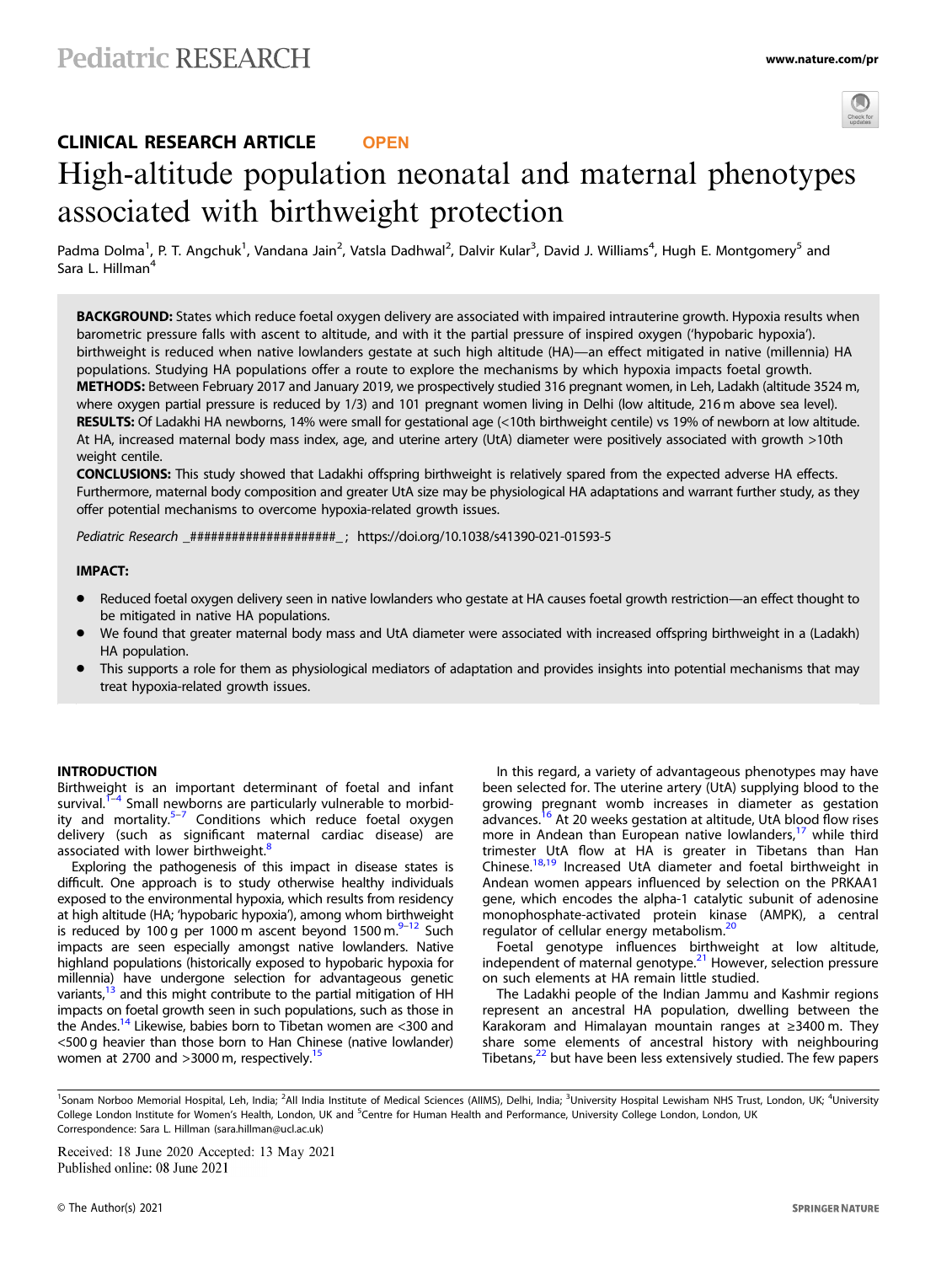# CLINICAL RESEARCH ARTICLE OPEN

# High-altitude population neonatal and maternal phenotypes associated with birthweight protection

Padma Dolma[1], P. T. Angchuk[1], Vandana Jain[2], Vatsla Dadhwal[2], Dalvir Kular[3], David J. Williams[4], Hugh E. Montgomery[5] and Sara L. Hillman[4]

**BACKGROUND:** States which reduce foetal oxygen delivery are associated with impaired intrauterine growth. Hypoxia results when barometric pressure falls with ascent to altitude, and with it the partial pressure of inspired oxygen ('hypobaric hypoxia'). birthweight is reduced when native lowlanders gestate at such high altitude (HA)—an effect mitigated in native (millennia) HA populations. Studying HA populations offer a route to explore the mechanisms by which hypoxia impacts foetal growth.

**METHODS:** Between February 2017 and January 2019, we prospectively studied 316 pregnant women, in Leh, Ladakh (altitude 3524 m, where oxygen partial pressure is reduced by 1/3) and 101 pregnant women living in Delhi (low altitude, 216 m above sea level).

**RESULTS:** Of Ladakhi HA newborns, 14% were small for gestational age (<10th birthweight centile) vs 19% of newborn at low altitude. At HA, increased maternal body mass index, age, and uterine artery (UtA) diameter were positively associated with growth >10th weight centile.

**CONCLUSIONS:** This study showed that Ladakhi offspring birthweight is relatively spared from the expected adverse HA effects. Furthermore, maternal body composition and greater UtA size may be physiological HA adaptations and warrant further study, as they offer potential mechanisms to overcome hypoxia-related growth issues.

*Pediatric Research* _####################_; https://doi.org/10.1038/s41390-021-01593-5

**IMPACT:**

- Reduced foetal oxygen delivery seen in native lowlanders who gestate at HA causes foetal growth restriction—an effect thought to be mitigated in native HA populations.
- We found that greater maternal body mass and UtA diameter were associated with increased offspring birthweight in a (Ladakh) HA population.
- This supports a role for them as physiological mediators of adaptation and provides insights into potential mechanisms that may treat hypoxia-related growth issues.

## INTRODUCTION

Birthweight is an important determinant of foetal and infant survival.[1–4] Small newborns are particularly vulnerable to morbidity and mortality.[5–7] Conditions which reduce foetal oxygen delivery (such as significant maternal cardiac disease) are associated with lower birthweight.[8]

Exploring the pathogenesis of this impact in disease states is difficult. One approach is to study otherwise healthy individuals exposed to the environmental hypoxia, which results from residency at high altitude (HA; 'hypobaric hypoxia'), among whom birthweight is reduced by 100 g per 1000 m ascent beyond 1500 m.[9–12] Such impacts are seen especially amongst native lowlanders. Native highland populations (historically exposed to hypobaric hypoxia for millennia) have undergone selection for advantageous genetic variants,[13] and this might contribute to the partial mitigation of HH impacts on foetal growth seen in such populations, such as those in the Andes.[14] Likewise, babies born to Tibetan women are <300 and <500 g heavier than those born to Han Chinese (native lowlander) women at 2700 and >3000 m, respectively.[15]

In this regard, a variety of advantageous phenotypes may have been selected for. The uterine artery (UtA) supplying blood to the growing pregnant womb increases in diameter as gestation advances.[16] At 20 weeks gestation at altitude, UtA blood flow rises more in Andean than European native lowlanders,[17] while third trimester UtA flow at HA is greater in Tibetans than Han Chinese.[18,19] Increased UtA diameter and foetal birthweight in Andean women appears influenced by selection on the PRKAA1 gene, which encodes the alpha-1 catalytic subunit of adenosine monophosphate-activated protein kinase (AMPK), a central regulator of cellular energy metabolism.[20]

Foetal genotype influences birthweight at low altitude, independent of maternal genotype.[21] However, selection pressure on such elements at HA remain little studied.

The Ladakhi people of the Indian Jammu and Kashmir regions represent an ancestral HA population, dwelling between the Karakoram and Himalayan mountain ranges at ≥3400 m. They share some elements of ancestral history with neighbouring Tibetans,[22] but have been less extensively studied. The few papers

---

[1]Sonam Norboo Memorial Hospital, Leh, India; [2]All India Institute of Medical Sciences (AIIMS), Delhi, India; [3]University Hospital Lewisham NHS Trust, London, UK; [4]University College London Institute for Women's Health, London, UK and [5]Centre for Human Health and Performance, University College London, London, UK
Correspondence: Sara L. Hillman (sara.hillman@ucl.ac.uk)

Received: 18 June 2020 Accepted: 13 May 2021
Published online: 08 June 2021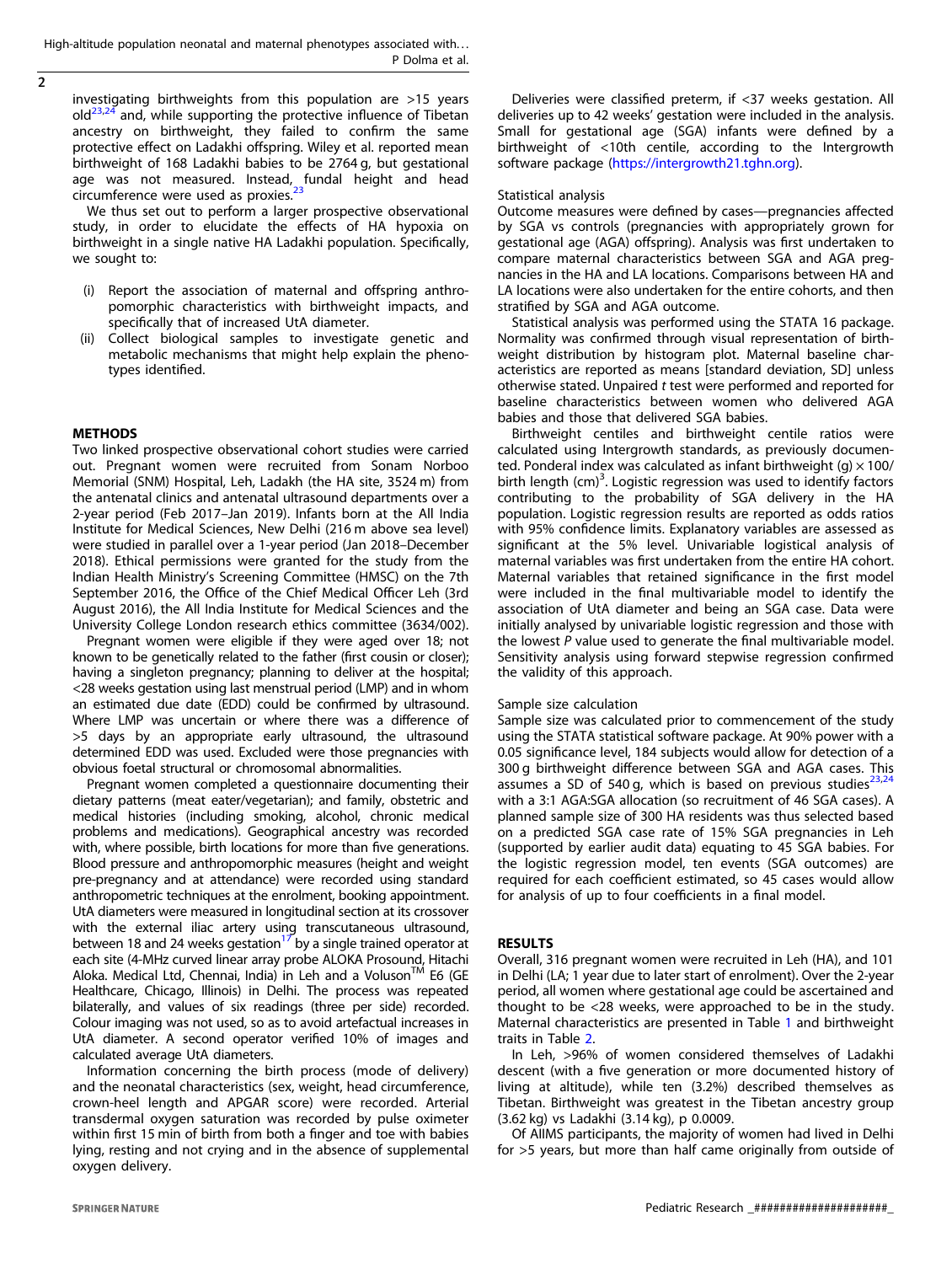investigating birthweights from this population are >15 years old[23,24] and, while supporting the protective influence of Tibetan ancestry on birthweight, they failed to confirm the same protective effect on Ladakhi offspring. Wiley et al. reported mean birthweight of 168 Ladakhi babies to be 2764 g, but gestational age was not measured. Instead, fundal height and head circumference were used as proxies.[23]

We thus set out to perform a larger prospective observational study, in order to elucidate the effects of HA hypoxia on birthweight in a single native HA Ladakhi population. Specifically, we sought to:

(i) Report the association of maternal and offspring anthropomorphic characteristics with birthweight impacts, and specifically that of increased UtA diameter.
(ii) Collect biological samples to investigate genetic and metabolic mechanisms that might help explain the phenotypes identified.

## METHODS

Two linked prospective observational cohort studies were carried out. Pregnant women were recruited from Sonam Norboo Memorial (SNM) Hospital, Leh, Ladakh (the HA site, 3524 m) from the antenatal clinics and antenatal ultrasound departments over a 2-year period (Feb 2017–Jan 2019). Infants born at the All India Institute for Medical Sciences, New Delhi (216 m above sea level) were studied in parallel over a 1-year period (Jan 2018–December 2018). Ethical permissions were granted for the study from the Indian Health Ministry's Screening Committee (HMSC) on the 7th September 2016, the Office of the Chief Medical Officer Leh (3rd August 2016), the All India Institute for Medical Sciences and the University College London research ethics committee (3634/002).

Pregnant women were eligible if they were aged over 18; not known to be genetically related to the father (first cousin or closer); having a singleton pregnancy; planning to deliver at the hospital; <28 weeks gestation using last menstrual period (LMP) and in whom an estimated due date (EDD) could be confirmed by ultrasound. Where LMP was uncertain or where there was a difference of >5 days by an appropriate early ultrasound, the ultrasound determined EDD was used. Excluded were those pregnancies with obvious foetal structural or chromosomal abnormalities.

Pregnant women completed a questionnaire documenting their dietary patterns (meat eater/vegetarian); and family, obstetric and medical histories (including smoking, alcohol, chronic medical problems and medications). Geographical ancestry was recorded with, where possible, birth locations for more than five generations. Blood pressure and anthropomorphic measures (height and weight pre-pregnancy and at attendance) were recorded using standard anthropometric techniques at the enrolment, booking appointment. UtA diameters were measured in longitudinal section at its crossover with the external iliac artery using transcutaneous ultrasound, between 18 and 24 weeks gestation[17] by a single trained operator at each site (4-MHz curved linear array probe ALOKA Prosound, Hitachi Aloka. Medical Ltd, Chennai, India) in Leh and a Voluson™ E6 (GE Healthcare, Chicago, Illinois) in Delhi. The process was repeated bilaterally, and values of six readings (three per side) recorded. Colour imaging was not used, so as to avoid artefactual increases in UtA diameter. A second operator verified 10% of images and calculated average UtA diameters.

Information concerning the birth process (mode of delivery) and the neonatal characteristics (sex, weight, head circumference, crown-heel length and APGAR score) were recorded. Arterial transdermal oxygen saturation was recorded by pulse oximeter within first 15 min of birth from both a finger and toe with babies lying, resting and not crying and in the absence of supplemental oxygen delivery.

Deliveries were classified preterm, if <37 weeks gestation. All deliveries up to 42 weeks' gestation were included in the analysis. Small for gestational age (SGA) infants were defined by a birthweight of <10th centile, according to the Intergrowth software package (https://intergrowth21.tghn.org).

### Statistical analysis

Outcome measures were defined by cases—pregnancies affected by SGA vs controls (pregnancies with appropriately grown for gestational age (AGA) offspring). Analysis was first undertaken to compare maternal characteristics between SGA and AGA pregnancies in the HA and LA locations. Comparisons between HA and LA locations were also undertaken for the entire cohorts, and then stratified by SGA and AGA outcome.

Statistical analysis was performed using the STATA 16 package. Normality was confirmed through visual representation of birthweight distribution by histogram plot. Maternal baseline characteristics are reported as means [standard deviation, SD] unless otherwise stated. Unpaired *t* test were performed and reported for baseline characteristics between women who delivered AGA babies and those that delivered SGA babies.

Birthweight centiles and birthweight centile ratios were calculated using Intergrowth standards, as previously documented. Ponderal index was calculated as infant birthweight (g) × 100/birth length (cm)$^3$. Logistic regression was used to identify factors contributing to the probability of SGA delivery in the HA population. Logistic regression results are reported as odds ratios with 95% confidence limits. Explanatory variables are assessed as significant at the 5% level. Univariable logistical analysis of maternal variables was first undertaken from the entire HA cohort. Maternal variables that retained significance in the first model were included in the final multivariable model to identify the association of UtA diameter and being an SGA case. Data were initially analysed by univariable logistic regression and those with the lowest *P* value used to generate the final multivariable model. Sensitivity analysis using forward stepwise regression confirmed the validity of this approach.

### Sample size calculation

Sample size was calculated prior to commencement of the study using the STATA statistical software package. At 90% power with a 0.05 significance level, 184 subjects would allow for detection of a 300 g birthweight difference between SGA and AGA cases. This assumes a SD of 540 g, which is based on previous studies[23,24] with a 3:1 AGA:SGA allocation (so recruitment of 46 SGA cases). A planned sample size of 300 HA residents was thus selected based on a predicted SGA case rate of 15% SGA pregnancies in Leh (supported by earlier audit data) equating to 45 SGA babies. For the logistic regression model, ten events (SGA outcomes) are required for each coefficient estimated, so 45 cases would allow for analysis of up to four coefficients in a final model.

## RESULTS

Overall, 316 pregnant women were recruited in Leh (HA), and 101 in Delhi (LA; 1 year due to later start of enrolment). Over the 2-year period, all women where gestational age could be ascertained and thought to be <28 weeks, were approached to be in the study. Maternal characteristics are presented in Table 1 and birthweight traits in Table 2.

In Leh, >96% of women considered themselves of Ladakhi descent (with a five generation or more documented history of living at altitude), while ten (3.2%) described themselves as Tibetan. Birthweight was greatest in the Tibetan ancestry group (3.62 kg) vs Ladakhi (3.14 kg), p 0.0009.

Of AIIMS participants, the majority of women had lived in Delhi for >5 years, but more than half came originally from outside of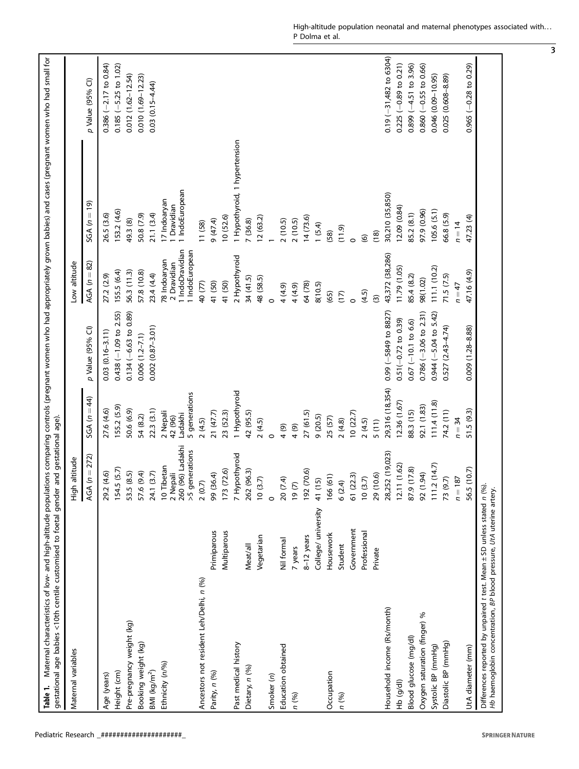**Table 1.** Maternal characteristics of low- and high-altitude populations comparing controls (pregnant women who had appropriately grown babies) and cases (pregnant women who had small for gestational age babies <10th centile customised to foetal gender and gestational age).

| Maternal variables | | High altitude | | | Low altitude | | |
|---|---|---|---|---|---|---|---|
| | | AGA ($n = 272$) | SGA ($n = 44$) | p Value (95% CI) | AGA ($n = 82$) | SGA ($n = 19$) | p Value (95% CI) |
| Age (years) | | 29.2 (4.6) | 27.6 (4.6) | 0.03 (0.16–3.11) | 27.2 (2.9) | 26.5 (3.6) | 0.386 (−2.17 to 0.84) |
| Height (cm) | | 154.5 (5.7) | 155.2 (5.9) | 0.438 (−1.09 to 2.55) | 155.5 (6.4) | 153.2 (4.6) | 0.185 (−5.25 to 1.02) |
| Pre-pregnancy weight (kg) | | 53.5 (8.5) | 50.6 (6.9) | 0.134 (−6.63 to 0.89) | 56.3 (11.3) | 49.3 (8) | 0.012 (1.62–12.54) |
| Booking weight (kg) | | 57.6 (9.4) | 54 (8.2) | 0.006 (1.2–7.1) | 57.8 (10.8) | 50.8 (7.9) | 0.010 (1.69–12.23) |
| BMI (kg/m²) | | 24.1 (3.7) | 22.3 (3.1) | 0.002 (0.87–3.01) | 23.4 (4.4) | 21.1 (3.4) | 0.03 (0.15–4.44) |
| Ethnicity (n/%) | | 10 Tibetan<br>2 Nepali<br>260 (96) Ladakhi<br>>5 generations | 2 Nepali<br>42 (96)<br>Ladakhi<br>5 generations | | 78 Indoaryan<br>2 Dravidian<br>1 IndoDravidian<br>1 IndoEuropean | 17 Indoaryan<br>1 Dravidian<br>1 IndoEuropean | |
| Ancestors not resident Leh/Delhi, n (%) | | 2 (0.7) | 2 (4.5) | | 40 (77) | 11 (58) | |
| Parity, n (%) | Primiparous | 99 (36.4) | 21 (47.7) | | 41 (50) | 9 (47.4) | |
| | Multiparous | 173 (72.6) | 23 (52.3) | | 41 (50) | 10 (52.6) | |
| Past medical history | | 7 Hypothyroid | 1 Hypothyroid | | 2 Hypothyroid | 1 Hypothyroid, 1 hypertension | |
| Dietary, n (%) | Meat/all | 262 (96.3) | 42 (95.5) | | 34 (41.5) | 7 (36.8) | |
| | Vegetarian | 10 (3.7) | 2 (4.5) | | 48 (58.5) | 12 (63.2) | |
| Smoker (n) | | 0 | 0 | | 0 | 1 | |
| Education obtained | Nil formal | 20 (7.4) | 4 (9) | | 4 (4.9) | 2 (10.5) | |
| n (%) | 7 years | 19 (7) | 4 (9) | | 4 (4.9) | 2 (10.5) | |
| | 8–12 years | 192 (70.6) | 27 (61.5) | | 64 (78) | 14 (73.6) | |
| | College/ university | 41 (15) | 9 (20.5) | | 8(10.5) | 1 (5.4) | |
| Occupation | Housework | 166 (61) | 25 (57) | | (65) | (58) | |
| n (%) | Student | 6 (2.4) | 2 (4.8) | | (17) | (11.9) | |
| | Government | 61 (22.3) | 10 (22.7) | | 0 | 0 | |
| | Professional | 10 (3.7) | 2 (4.5) | | (4.5) | (6) | |
| | Private | 29 (10.6) | 5 (11) | | (3) | (18) | |
| Household income (Rs/month) | | 28,252 (19,023) | 29,316 (18,354) | 0.99 (−5849 to 8827) | 43,372 (38,286) | 30,210 (35,850) | 0.19 (−31,482 to 6304) |
| Hb (g/dl) | | 12.11 (1.62) | 12.36 (1.67) | 0.51(−0.72 to 0.39) | 11.79 (1.05) | 12.09 (0.84) | 0.225 (−0.89 to 0.21) |
| Blood glucose (mg/dl) | | 87.9 (17.8) | 88.3 (15) | 0.67 (−10.1 to 6.6) | 85.4 (8.2) | 85.2 (8.1) | 0.899 (−4.51 to 3.96) |
| Oxygen saturation (finger) % | | 92 (1.94) | 92.1 (1.83) | 0.786 (−3.06 to 2.31) | 98(1.02) | 97.9 (0.96) | 0.860 (−0.55 to 0.66) |
| Systolic BP (mmHg) | | 111.2 (14.7) | 111.4 (11.8) | 0.944 (−5.04 to 5.42) | 111.1 (10.2) | 105.6 (5.1) | 0.046 (0.09–10.95) |
| Diastolic BP (mmHg) | | 73 (9.7) | 74.2 (11) | 0.527 (2.43–4.74) | 71.5 (7.5) | 66.8 (5.9) | 0.025 (0.608–8.89) |
| | | $n = 187$ | $n = 34$ | | $n = 47$ | $n = 14$ | |
| UtA diameter (mm) | | 56.5 (10.7) | 51.5 (9.3) | 0.009 (1.28–8.88) | 47.16 (4.9) | 47.23 (4) | 0.965 (−0.28 to 0.29) |

Differences reported by unpaired t test. Mean ± SD unless stated n (%).
Hb haemoglobin concentration, BP blood pressure, UtA uterine artery.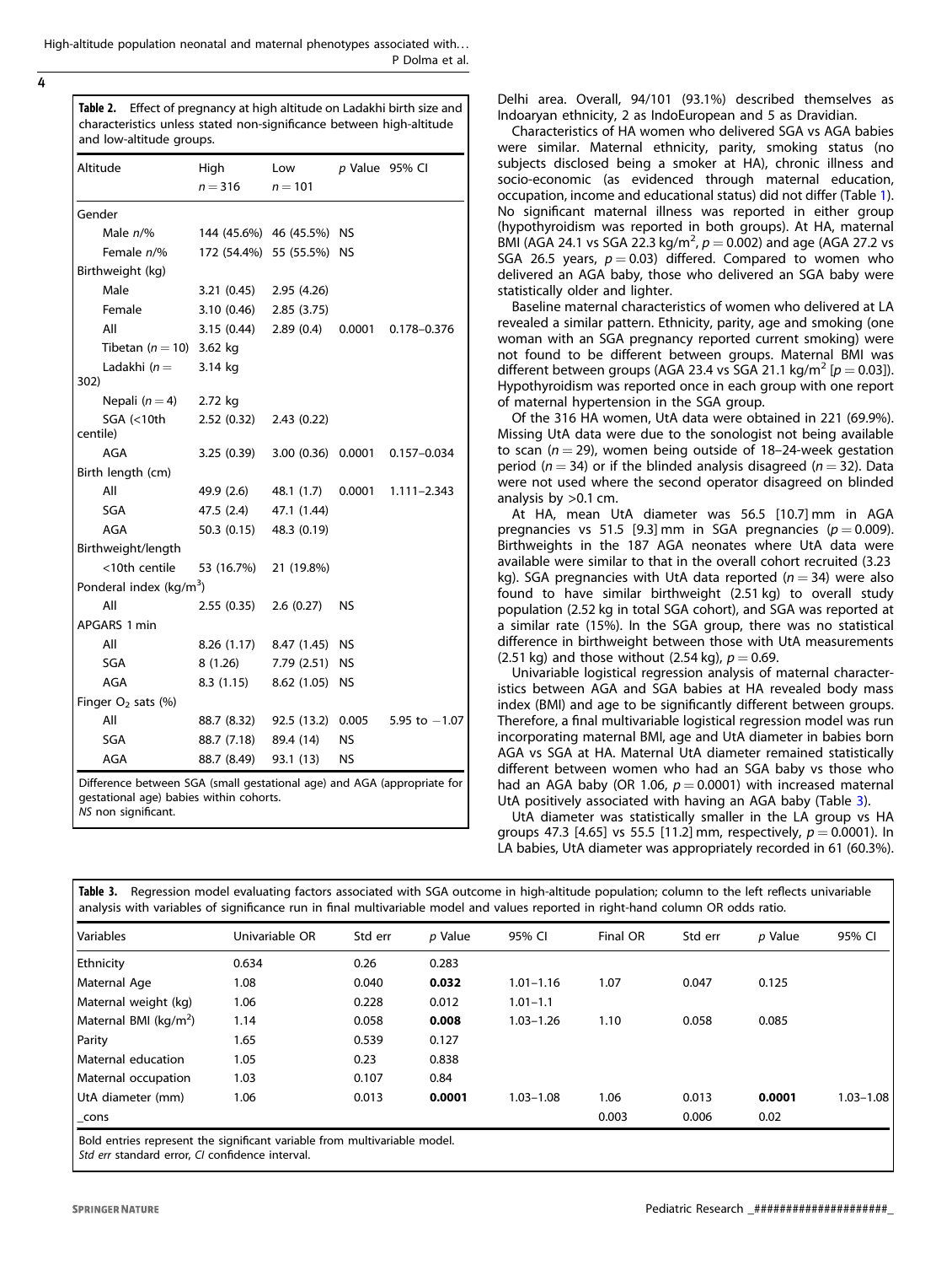**Table 2.** Effect of pregnancy at high altitude on Ladakhi birth size and characteristics unless stated non-significance between high-altitude and low-altitude groups.

| Altitude | High $n = 316$ | Low $n = 101$ | p Value | 95% CI |
|---|---|---|---|---|
| Gender | | | | |
| Male n/% | 144 (45.6%) | 46 (45.5%) | NS | |
| Female n/% | 172 (54.4%) | 55 (55.5%) | NS | |
| Birthweight (kg) | | | | |
| Male | 3.21 (0.45) | 2.95 (4.26) | | |
| Female | 3.10 (0.46) | 2.85 (3.75) | | |
| All | 3.15 (0.44) | 2.89 (0.4) | 0.0001 | 0.178–0.376 |
| Tibetan ($n = 10$) | 3.62 kg | | | |
| Ladakhi ($n = 302$) | 3.14 kg | | | |
| Nepali ($n = 4$) | 2.72 kg | | | |
| SGA (<10th centile) | 2.52 (0.32) | 2.43 (0.22) | | |
| AGA | 3.25 (0.39) | 3.00 (0.36) | 0.0001 | 0.157–0.034 |
| Birth length (cm) | | | | |
| All | 49.9 (2.6) | 48.1 (1.7) | 0.0001 | 1.111–2.343 |
| SGA | 47.5 (2.4) | 47.1 (1.44) | | |
| AGA | 50.3 (0.15) | 48.3 (0.19) | | |
| Birthweight/length | | | | |
| <10th centile | 53 (16.7%) | 21 (19.8%) | | |
| Ponderal index (kg/m$^3$) | | | | |
| All | 2.55 (0.35) | 2.6 (0.27) | NS | |
| APGARS 1 min | | | | |
| All | 8.26 (1.17) | 8.47 (1.45) | NS | |
| SGA | 8 (1.26) | 7.79 (2.51) | NS | |
| AGA | 8.3 (1.15) | 8.62 (1.05) | NS | |
| Finger $O_2$ sats (%) | | | | |
| All | 88.7 (8.32) | 92.5 (13.2) | 0.005 | 5.95 to −1.07 |
| SGA | 88.7 (7.18) | 89.4 (14) | NS | |
| AGA | 88.7 (8.49) | 93.1 (13) | NS | |

Difference between SGA (small gestational age) and AGA (appropriate for gestational age) babies within cohorts.
*NS* non significant.

Delhi area. Overall, 94/101 (93.1%) described themselves as Indoaryan ethnicity, 2 as IndoEuropean and 5 as Dravidian.

Characteristics of HA women who delivered SGA vs AGA babies were similar. Maternal ethnicity, parity, smoking status (no subjects disclosed being a smoker at HA), chronic illness and socio-economic (as evidenced through maternal education, occupation, income and educational status) did not differ (Table 1). No significant maternal illness was reported in either group (hypothyroidism was reported in both groups). At HA, maternal BMI (AGA 24.1 vs SGA 22.3 kg/m$^2$, $p = 0.002$) and age (AGA 27.2 vs SGA 26.5 years, $p = 0.03$) differed. Compared to women who delivered an AGA baby, those who delivered an SGA baby were statistically older and lighter.

Baseline maternal characteristics of women who delivered at LA revealed a similar pattern. Ethnicity, parity, age and smoking (one woman with an SGA pregnancy reported current smoking) were not found to be different between groups. Maternal BMI was different between groups (AGA 23.4 vs SGA 21.1 kg/m$^2$ [$p = 0.03$]). Hypothyroidism was reported once in each group with one report of maternal hypertension in the SGA group.

Of the 316 HA women, UtA data were obtained in 221 (69.9%). Missing UtA data were due to the sonologist not being available to scan ($n = 29$), women being outside of 18–24-week gestation period ($n = 34$) or if the blinded analysis disagreed ($n = 32$). Data were not used where the second operator disagreed on blinded analysis by >0.1 cm.

At HA, mean UtA diameter was 56.5 [10.7] mm in AGA pregnancies vs 51.5 [9.3] mm in SGA pregnancies ($p = 0.009$). Birthweights in the 187 AGA neonates where UtA data were available were similar to that in the overall cohort recruited (3.23 kg). SGA pregnancies with UtA data reported ($n = 34$) were also found to have similar birthweight (2.51 kg) to overall study population (2.52 kg in total SGA cohort), and SGA was reported at a similar rate (15%). In the SGA group, there was no statistical difference in birthweight between those with UtA measurements (2.51 kg) and those without (2.54 kg), $p = 0.69$.

Univariable logistical regression analysis of maternal characteristics between AGA and SGA babies at HA revealed body mass index (BMI) and age to be significantly different between groups. Therefore, a final multivariable logistical regression model was run incorporating maternal BMI, age and UtA diameter in babies born AGA vs SGA at HA. Maternal UtA diameter remained statistically different between women who had an SGA baby vs those who had an AGA baby (OR 1.06, $p = 0.0001$) with increased maternal UtA positively associated with having an AGA baby (Table 3).

UtA diameter was statistically smaller in the LA group vs HA groups 47.3 [4.65] vs 55.5 [11.2] mm, respectively, $p = 0.0001$). In LA babies, UtA diameter was appropriately recorded in 61 (60.3%).

**Table 3.** Regression model evaluating factors associated with SGA outcome in high-altitude population; column to the left reflects univariable analysis with variables of significance run in final multivariable model and values reported in right-hand column OR odds ratio.

| Variables | Univariable OR | Std err | p Value | 95% CI | Final OR | Std err | p Value | 95% CI |
|---|---|---|---|---|---|---|---|---|
| Ethnicity | 0.634 | 0.26 | 0.283 | | | | | |
| Maternal Age | 1.08 | 0.040 | **0.032** | 1.01–1.16 | 1.07 | 0.047 | 0.125 | |
| Maternal weight (kg) | 1.06 | 0.228 | 0.012 | 1.01–1.1 | | | | |
| Maternal BMI (kg/m$^2$) | 1.14 | 0.058 | **0.008** | 1.03–1.26 | 1.10 | 0.058 | 0.085 | |
| Parity | 1.65 | 0.539 | 0.127 | | | | | |
| Maternal education | 1.05 | 0.23 | 0.838 | | | | | |
| Maternal occupation | 1.03 | 0.107 | 0.84 | | | | | |
| UtA diameter (mm) | 1.06 | 0.013 | **0.0001** | 1.03–1.08 | 1.06 | 0.013 | **0.0001** | 1.03–1.08 |
| _cons | | | | | 0.003 | 0.006 | 0.02 | |

Bold entries represent the significant variable from multivariable model.
*Std err* standard error, *CI* confidence interval.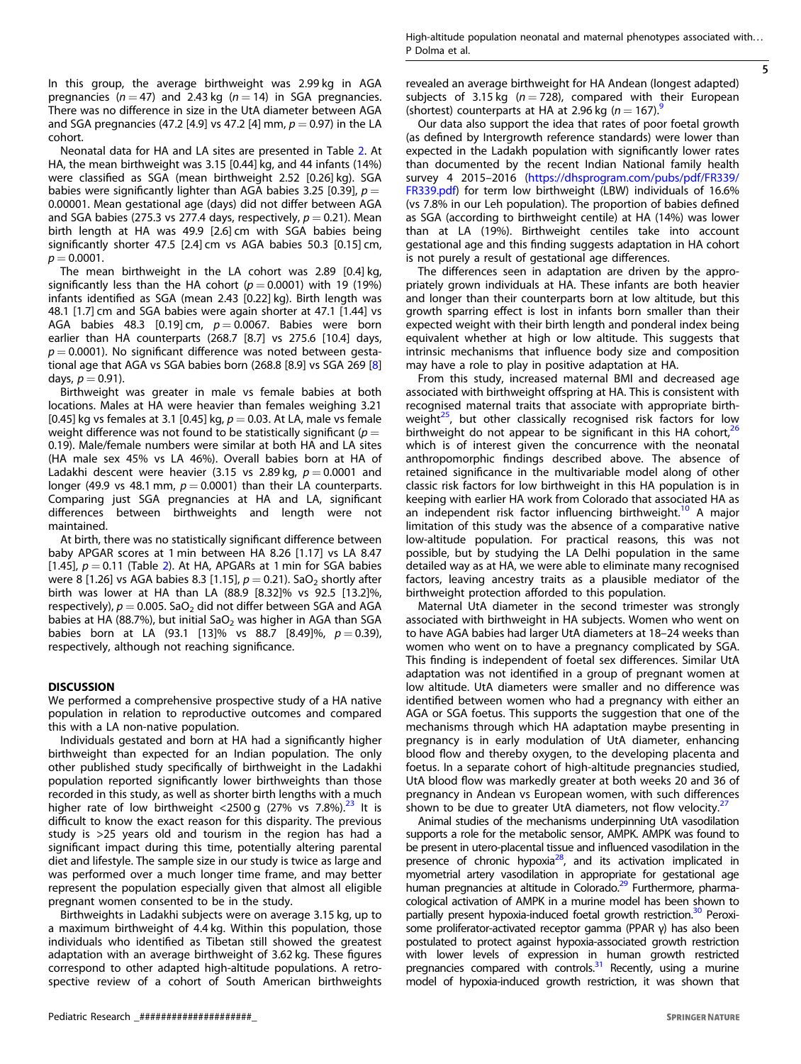In this group, the average birthweight was 2.99 kg in AGA pregnancies ($n = 47$) and 2.43 kg ($n = 14$) in SGA pregnancies. There was no difference in size in the UtA diameter between AGA and SGA pregnancies (47.2 [4.9] vs 47.2 [4] mm, $p = 0.97$) in the LA cohort.

Neonatal data for HA and LA sites are presented in Table 2. At HA, the mean birthweight was 3.15 [0.44] kg, and 44 infants (14%) were classified as SGA (mean birthweight 2.52 [0.26] kg). SGA babies were significantly lighter than AGA babies 3.25 [0.39], $p = 0.00001$. Mean gestational age (days) did not differ between AGA and SGA babies (275.3 vs 277.4 days, respectively, $p = 0.21$). Mean birth length at HA was 49.9 [2.6] cm with SGA babies being significantly shorter 47.5 [2.4] cm vs AGA babies 50.3 [0.15] cm, $p = 0.0001$.

The mean birthweight in the LA cohort was 2.89 [0.4] kg, significantly less than the HA cohort ($p = 0.0001$) with 19 (19%) infants identified as SGA (mean 2.43 [0.22] kg). Birth length was 48.1 [1.7] cm and SGA babies were again shorter at 47.1 [1.44] vs AGA babies 48.3 [0.19] cm, $p = 0.0067$. Babies were born earlier than HA counterparts (268.7 [8.7] vs 275.6 [10.4] days, $p = 0.0001$). No significant difference was noted between gestational age that AGA vs SGA babies born (268.8 [8.9] vs SGA 269 [8] days, $p = 0.91$).

Birthweight was greater in male vs female babies at both locations. Males at HA were heavier than females weighing 3.21 [0.45] kg vs females at 3.1 [0.45] kg, $p = 0.03$. At LA, male vs female weight difference was not found to be statistically significant ($p = 0.19$). Male/female numbers were similar at both HA and LA sites (HA male sex 45% vs LA 46%). Overall babies born at HA of Ladakhi descent were heavier (3.15 vs 2.89 kg, $p = 0.0001$ and longer (49.9 vs 48.1 mm, $p = 0.0001$) than their LA counterparts. Comparing just SGA pregnancies at HA and LA, significant differences between birthweights and length were not maintained.

At birth, there was no statistically significant difference between baby APGAR scores at 1 min between HA 8.26 [1.17] vs LA 8.47 [1.45], $p = 0.11$ (Table 2). At HA, APGARs at 1 min for SGA babies were 8 [1.26] vs AGA babies 8.3 [1.15], $p = 0.21$). $SaO_2$ shortly after birth was lower at HA than LA (88.9 [8.32]% vs 92.5 [13.2]%, respectively), $p = 0.005$. $SaO_2$ did not differ between SGA and AGA babies at HA (88.7%), but initial $SaO_2$ was higher in AGA than SGA babies born at LA (93.1 [13]% vs 88.7 [8.49]%, $p = 0.39$), respectively, although not reaching significance.

## DISCUSSION

We performed a comprehensive prospective study of a HA native population in relation to reproductive outcomes and compared this with a LA non-native population.

Individuals gestated and born at HA had a significantly higher birthweight than expected for an Indian population. The only other published study specifically of birthweight in the Ladakhi population reported significantly lower birthweights than those recorded in this study, as well as shorter birth lengths with a much higher rate of low birthweight <2500 g (27% vs 7.8%).[23] It is difficult to know the exact reason for this disparity. The previous study is >25 years old and tourism in the region has had a significant impact during this time, potentially altering parental diet and lifestyle. The sample size in our study is twice as large and was performed over a much longer time frame, and may better represent the population especially given that almost all eligible pregnant women consented to be in the study.

Birthweights in Ladakhi subjects were on average 3.15 kg, up to a maximum birthweight of 4.4 kg. Within this population, those individuals who identified as Tibetan still showed the greatest adaptation with an average birthweight of 3.62 kg. These figures correspond to other adapted high-altitude populations. A retrospective review of a cohort of South American birthweights revealed an average birthweight for HA Andean (longest adapted) subjects of 3.15 kg ($n = 728$), compared with their European (shortest) counterparts at HA at 2.96 kg ($n = 167$).[9]

Our data also support the idea that rates of poor foetal growth (as defined by Intergrowth reference standards) were lower than expected in the Ladakh population with significantly lower rates than documented by the recent Indian National family health survey 4 2015–2016 (https://dhsprogram.com/pubs/pdf/FR339/FR339.pdf) for term low birthweight (LBW) individuals of 16.6% (vs 7.8% in our Leh population). The proportion of babies defined as SGA (according to birthweight centile) at HA (14%) was lower than at LA (19%). Birthweight centiles take into account gestational age and this finding suggests adaptation in HA cohort is not purely a result of gestational age differences.

The differences seen in adaptation are driven by the appropriately grown individuals at HA. These infants are both heavier and longer than their counterparts born at low altitude, but this growth sparring effect is lost in infants born smaller than their expected weight with their birth length and ponderal index being equivalent whether at high or low altitude. This suggests that intrinsic mechanisms that influence body size and composition may have a role to play in positive adaptation at HA.

From this study, increased maternal BMI and decreased age associated with birthweight offspring at HA. This is consistent with recognised maternal traits that associate with appropriate birthweight[25], but other classically recognised risk factors for low birthweight do not appear to be significant in this HA cohort,[26] which is of interest given the concurrence with the neonatal anthropomorphic findings described above. The absence of retained significance in the multivariable model along of other classic risk factors for low birthweight in this HA population is in keeping with earlier HA work from Colorado that associated HA as an independent risk factor influencing birthweight.[10] A major limitation of this study was the absence of a comparative native low-altitude population. For practical reasons, this was not possible, but by studying the LA Delhi population in the same detailed way as at HA, we were able to eliminate many recognised factors, leaving ancestry traits as a plausible mediator of the birthweight protection afforded to this population.

Maternal UtA diameter in the second trimester was strongly associated with birthweight in HA subjects. Women who went on to have AGA babies had larger UtA diameters at 18–24 weeks than women who went on to have a pregnancy complicated by SGA. This finding is independent of foetal sex differences. Similar UtA adaptation was not identified in a group of pregnant women at low altitude. UtA diameters were smaller and no difference was identified between women who had a pregnancy with either an AGA or SGA foetus. This supports the suggestion that one of the mechanisms through which HA adaptation maybe presenting in pregnancy is in early modulation of UtA diameter, enhancing blood flow and thereby oxygen, to the developing placenta and foetus. In a separate cohort of high-altitude pregnancies studied, UtA blood flow was markedly greater at both weeks 20 and 36 of pregnancy in Andean vs European women, with such differences shown to be due to greater UtA diameters, not flow velocity.[27]

Animal studies of the mechanisms underpinning UtA vasodilation supports a role for the metabolic sensor, AMPK. AMPK was found to be present in utero-placental tissue and influenced vasodilation in the presence of chronic hypoxia[28], and its activation implicated in myometrial artery vasodilation in appropriate for gestational age human pregnancies at altitude in Colorado.[29] Furthermore, pharmacological activation of AMPK in a murine model has been shown to partially present hypoxia-induced foetal growth restriction.[30] Peroxisome proliferator-activated receptor gamma (PPAR γ) has also been postulated to protect against hypoxia-associated growth restriction with lower levels of expression in human growth restricted pregnancies compared with controls.[31] Recently, using a murine model of hypoxia-induced growth restriction, it was shown that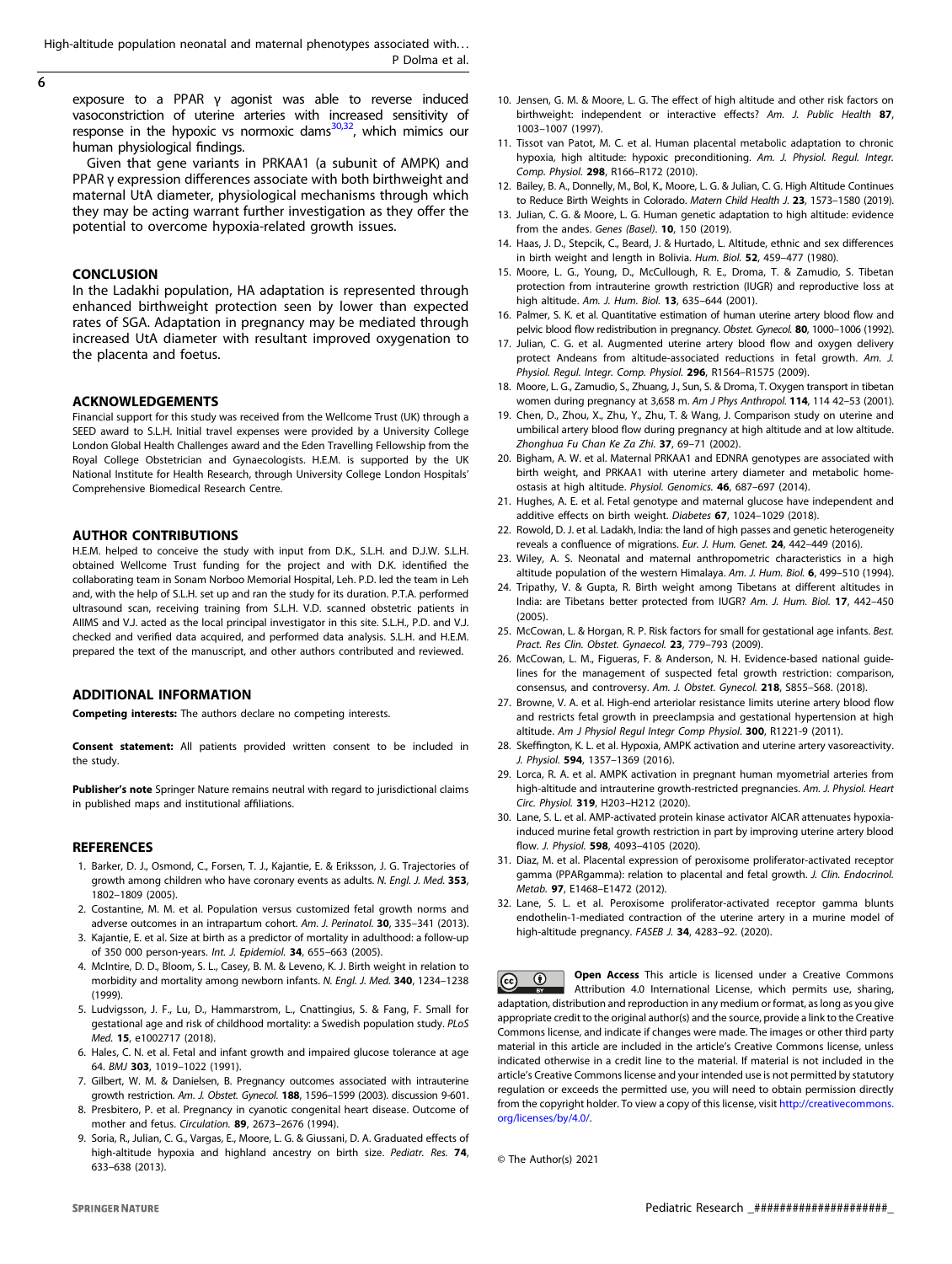exposure to a PPAR γ agonist was able to reverse induced vasoconstriction of uterine arteries with increased sensitivity of response in the hypoxic vs normoxic dams[30,32], which mimics our human physiological findings.

Given that gene variants in PRKAA1 (a subunit of AMPK) and PPAR γ expression differences associate with both birthweight and maternal UtA diameter, physiological mechanisms through which they may be acting warrant further investigation as they offer the potential to overcome hypoxia-related growth issues.

## CONCLUSION

In the Ladakhi population, HA adaptation is represented through enhanced birthweight protection seen by lower than expected rates of SGA. Adaptation in pregnancy may be mediated through increased UtA diameter with resultant improved oxygenation to the placenta and foetus.

## ACKNOWLEDGEMENTS

Financial support for this study was received from the Wellcome Trust (UK) through a SEED award to S.L.H. Initial travel expenses were provided by a University College London Global Health Challenges award and the Eden Travelling Fellowship from the Royal College Obstetrician and Gynaecologists. H.E.M. is supported by the UK National Institute for Health Research, through University College London Hospitals' Comprehensive Biomedical Research Centre.

## AUTHOR CONTRIBUTIONS

H.E.M. helped to conceive the study with input from D.K., S.L.H. and D.J.W. S.L.H. obtained Wellcome Trust funding for the project and with D.K. identified the collaborating team in Sonam Norboo Memorial Hospital, Leh. P.D. led the team in Leh and, with the help of S.L.H. set up and ran the study for its duration. P.T.A. performed ultrasound scan, receiving training from S.L.H. V.D. scanned obstetric patients in AIIMS and V.J. acted as the local principal investigator in this site. S.L.H., P.D. and V.J. checked and verified data acquired, and performed data analysis. S.L.H. and H.E.M. prepared the text of the manuscript, and other authors contributed and reviewed.

## ADDITIONAL INFORMATION

**Competing interests:** The authors declare no competing interests.

**Consent statement:** All patients provided written consent to be included in the study.

**Publisher's note** Springer Nature remains neutral with regard to jurisdictional claims in published maps and institutional affiliations.

## REFERENCES

1. Barker, D. J., Osmond, C., Forsen, T. J., Kajantie, E. & Eriksson, J. G. Trajectories of growth among children who have coronary events as adults. *N. Engl. J. Med.* **353**, 1802–1809 (2005).
2. Costantine, M. M. et al. Population versus customized fetal growth norms and adverse outcomes in an intrapartum cohort. *Am. J. Perinatol.* **30**, 335–341 (2013).
3. Kajantie, E. et al. Size at birth as a predictor of mortality in adulthood: a follow-up of 350 000 person-years. *Int. J. Epidemiol.* **34**, 655–663 (2005).
4. McIntire, D. D., Bloom, S. L., Casey, B. M. & Leveno, K. J. Birth weight in relation to morbidity and mortality among newborn infants. *N. Engl. J. Med.* **340**, 1234–1238 (1999).
5. Ludvigsson, J. F., Lu, D., Hammarstrom, L., Cnattingius, S. & Fang, F. Small for gestational age and risk of childhood mortality: a Swedish population study. *PLoS Med.* **15**, e1002717 (2018).
6. Hales, C. N. et al. Fetal and infant growth and impaired glucose tolerance at age 64. *BMJ* **303**, 1019–1022 (1991).
7. Gilbert, W. M. & Danielsen, B. Pregnancy outcomes associated with intrauterine growth restriction. *Am. J. Obstet. Gynecol.* **188**, 1596–1599 (2003). discussion 9-601.
8. Presbitero, P. et al. Pregnancy in cyanotic congenital heart disease. Outcome of mother and fetus. *Circulation.* **89**, 2673–2676 (1994).
9. Soria, R., Julian, C. G., Vargas, E., Moore, L. G. & Giussani, D. A. Graduated effects of high-altitude hypoxia and highland ancestry on birth size. *Pediatr. Res.* **74**, 633–638 (2013).
10. Jensen, G. M. & Moore, L. G. The effect of high altitude and other risk factors on birthweight: independent or interactive effects? *Am. J. Public Health* **87**, 1003–1007 (1997).
11. Tissot van Patot, M. C. et al. Human placental metabolic adaptation to chronic hypoxia, high altitude: hypoxic preconditioning. *Am. J. Physiol. Regul. Integr. Comp. Physiol.* **298**, R166–R172 (2010).
12. Bailey, B. A., Donnelly, M., Bol, K., Moore, L. G. & Julian, C. G. High Altitude Continues to Reduce Birth Weights in Colorado. *Matern Child Health J.* **23**, 1573–1580 (2019).
13. Julian, C. G. & Moore, L. G. Human genetic adaptation to high altitude: evidence from the Andes. *Genes (Basel).* **10**, 150 (2019).
14. Haas, J. D., Stepcik, C., Beard, J. & Hurtado, L. Altitude, ethnic and sex differences in birth weight and length in Bolivia. *Hum. Biol.* **52**, 459–477 (1980).
15. Moore, L. G., Young, D., McCullough, R. E., Droma, T. & Zamudio, S. Tibetan protection from intrauterine growth restriction (IUGR) and reproductive loss at high altitude. *Am. J. Hum. Biol.* **13**, 635–644 (2001).
16. Palmer, S. K. et al. Quantitative estimation of human uterine artery blood flow and pelvic blood flow redistribution in pregnancy. *Obstet. Gynecol.* **80**, 1000–1006 (1992).
17. Julian, C. G. et al. Augmented uterine artery blood flow and oxygen delivery protect Andeans from altitude-associated reductions in fetal growth. *Am. J. Physiol. Regul. Integr. Comp. Physiol.* **296**, R1564–R1575 (2009).
18. Moore, L. G., Zamudio, S., Zhuang, J., Sun, S. & Droma, T. Oxygen transport in tibetan women during pregnancy at 3,658 m. *Am J Phys Anthropol.* **114**, 114 42–53 (2001).
19. Chen, D., Zhou, X., Zhu, Y., Zhu, T. & Wang, J. Comparison study on uterine and umbilical artery blood flow during pregnancy at high altitude and at low altitude. *Zhonghua Fu Chan Ke Za Zhi.* **37**, 69–71 (2002).
20. Bigham, A. W. et al. Maternal PRKAA1 and EDNRA genotypes are associated with birth weight, and PRKAA1 with uterine artery diameter and metabolic homeostasis at high altitude. *Physiol. Genomics.* **46**, 687–697 (2014).
21. Hughes, A. E. et al. Fetal genotype and maternal glucose have independent and additive effects on birth weight. *Diabetes* **67**, 1024–1029 (2018).
22. Rowold, D. J. et al. Ladakh, India: the land of high passes and genetic heterogeneity reveals a confluence of migrations. *Eur. J. Hum. Genet.* **24**, 442–449 (2016).
23. Wiley, A. S. Neonatal and maternal anthropometric characteristics in a high altitude population of the western Himalaya. *Am. J. Hum. Biol.* **6**, 499–510 (1994).
24. Tripathy, V. & Gupta, R. Birth weight among Tibetans at different altitudes in India: are Tibetans better protected from IUGR? *Am. J. Hum. Biol.* **17**, 442–450 (2005).
25. McCowan, L. & Horgan, R. P. Risk factors for small for gestational age infants. *Best. Pract. Res Clin. Obstet. Gynaecol.* **23**, 779–793 (2009).
26. McCowan, L. M., Figueras, F. & Anderson, N. H. Evidence-based national guidelines for the management of suspected fetal growth restriction: comparison, consensus, and controversy. *Am. J. Obstet. Gynecol.* **218**, S855–S68. (2018).
27. Browne, V. A. et al. High-end arteriolar resistance limits uterine artery blood flow and restricts fetal growth in preeclampsia and gestational hypertension at high altitude. *Am J Physiol Regul Integr Comp Physiol.* **300**, R1221-9 (2011).
28. Skeffington, K. L. et al. Hypoxia, AMPK activation and uterine artery vasoreactivity. *J. Physiol.* **594**, 1357–1369 (2016).
29. Lorca, R. A. et al. AMPK activation in pregnant human myometrial arteries from high-altitude and intrauterine growth-restricted pregnancies. *Am. J. Physiol. Heart Circ. Physiol.* **319**, H203–H212 (2020).
30. Lane, S. L. et al. AMP-activated protein kinase activator AICAR attenuates hypoxia-induced murine fetal growth restriction in part by improving uterine artery blood flow. *J. Physiol.* **598**, 4093–4105 (2020).
31. Diaz, M. et al. Placental expression of peroxisome proliferator-activated receptor gamma (PPARgamma): relation to placental and fetal growth. *J. Clin. Endocrinol. Metab.* **97**, E1468–E1472 (2012).
32. Lane, S. L. et al. Peroxisome proliferator-activated receptor gamma blunts endothelin-1-mediated contraction of the uterine artery in a murine model of high-altitude pregnancy. *FASEB J.* **34**, 4283–92. (2020).

**Open Access** This article is licensed under a Creative Commons Attribution 4.0 International License, which permits use, sharing, adaptation, distribution and reproduction in any medium or format, as long as you give appropriate credit to the original author(s) and the source, provide a link to the Creative Commons license, and indicate if changes were made. The images or other third party material in this article are included in the article's Creative Commons license, unless indicated otherwise in a credit line to the material. If material is not included in the article's Creative Commons license and your intended use is not permitted by statutory regulation or exceeds the permitted use, you will need to obtain permission directly from the copyright holder. To view a copy of this license, visit http://creativecommons.org/licenses/by/4.0/.

© The Author(s) 2021